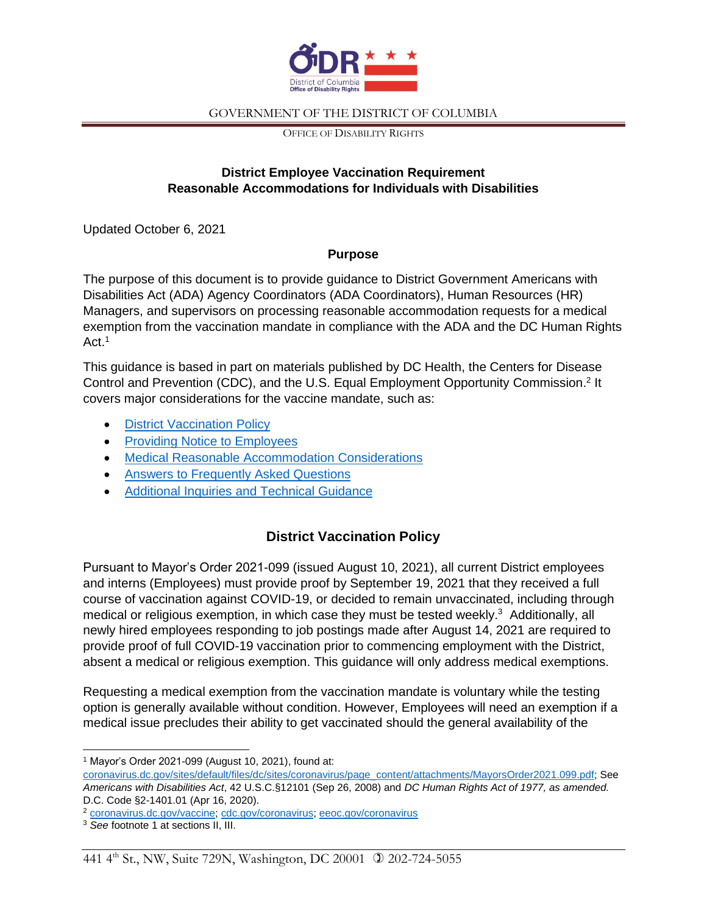GOVERNMENT OF THE DISTRICT OF COLUMBIA

OFFICE OF DISABILITY RIGHTS

# District Employee Vaccination Requirement
# Reasonable Accommodations for Individuals with Disabilities

Updated October 6, 2021

## Purpose

The purpose of this document is to provide guidance to District Government Americans with Disabilities Act (ADA) Agency Coordinators (ADA Coordinators), Human Resources (HR) Managers, and supervisors on processing reasonable accommodation requests for a medical exemption from the vaccination mandate in compliance with the ADA and the DC Human Rights Act.[1]

This guidance is based in part on materials published by DC Health, the Centers for Disease Control and Prevention (CDC), and the U.S. Equal Employment Opportunity Commission.[2] It covers major considerations for the vaccine mandate, such as:

- District Vaccination Policy
- Providing Notice to Employees
- Medical Reasonable Accommodation Considerations
- Answers to Frequently Asked Questions
- Additional Inquiries and Technical Guidance

## District Vaccination Policy

Pursuant to Mayor's Order 2021-099 (issued August 10, 2021), all current District employees and interns (Employees) must provide proof by September 19, 2021 that they received a full course of vaccination against COVID-19, or decided to remain unvaccinated, including through medical or religious exemption, in which case they must be tested weekly.[3] Additionally, all newly hired employees responding to job postings made after August 14, 2021 are required to provide proof of full COVID-19 vaccination prior to commencing employment with the District, absent a medical or religious exemption. This guidance will only address medical exemptions.

Requesting a medical exemption from the vaccination mandate is voluntary while the testing option is generally available without condition. However, Employees will need an exemption if a medical issue precludes their ability to get vaccinated should the general availability of the

---

[1] Mayor's Order 2021-099 (August 10, 2021), found at: coronavirus.dc.gov/sites/default/files/dc/sites/coronavirus/page_content/attachments/MayorsOrder2021.099.pdf; See *Americans with Disabilities Act*, 42 U.S.C.§12101 (Sep 26, 2008) and *DC Human Rights Act of 1977, as amended.* D.C. Code §2-1401.01 (Apr 16, 2020).

[2] coronavirus.dc.gov/vaccine; cdc.gov/coronavirus; eeoc.gov/coronavirus

[3] *See* footnote 1 at sections II, III.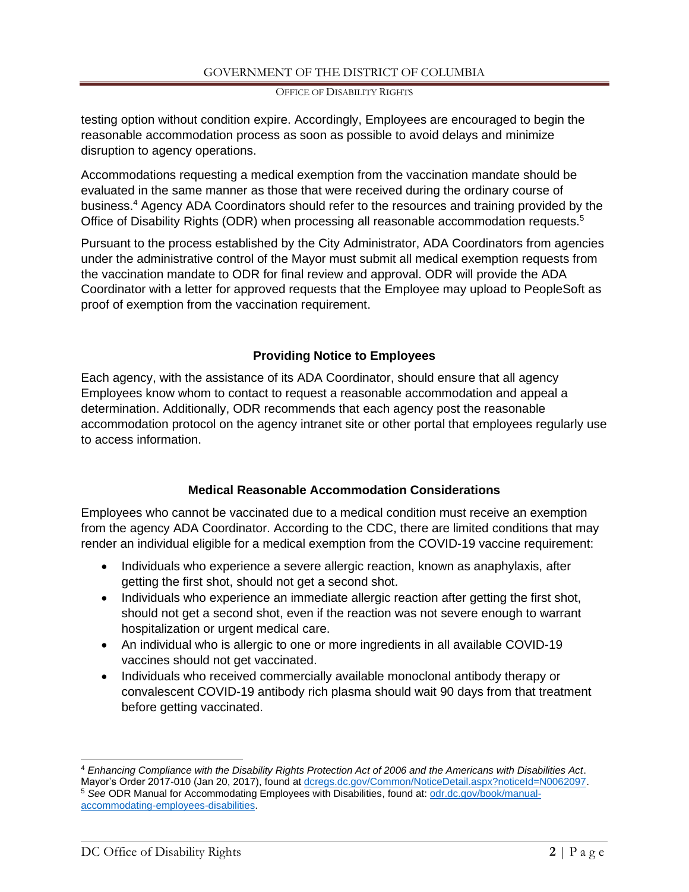testing option without condition expire. Accordingly, Employees are encouraged to begin the reasonable accommodation process as soon as possible to avoid delays and minimize disruption to agency operations.

Accommodations requesting a medical exemption from the vaccination mandate should be evaluated in the same manner as those that were received during the ordinary course of business.[4] Agency ADA Coordinators should refer to the resources and training provided by the Office of Disability Rights (ODR) when processing all reasonable accommodation requests.[5]

Pursuant to the process established by the City Administrator, ADA Coordinators from agencies under the administrative control of the Mayor must submit all medical exemption requests from the vaccination mandate to ODR for final review and approval. ODR will provide the ADA Coordinator with a letter for approved requests that the Employee may upload to PeopleSoft as proof of exemption from the vaccination requirement.

## Providing Notice to Employees

Each agency, with the assistance of its ADA Coordinator, should ensure that all agency Employees know whom to contact to request a reasonable accommodation and appeal a determination. Additionally, ODR recommends that each agency post the reasonable accommodation protocol on the agency intranet site or other portal that employees regularly use to access information.

## Medical Reasonable Accommodation Considerations

Employees who cannot be vaccinated due to a medical condition must receive an exemption from the agency ADA Coordinator. According to the CDC, there are limited conditions that may render an individual eligible for a medical exemption from the COVID-19 vaccine requirement:

- Individuals who experience a severe allergic reaction, known as anaphylaxis, after getting the first shot, should not get a second shot.
- Individuals who experience an immediate allergic reaction after getting the first shot, should not get a second shot, even if the reaction was not severe enough to warrant hospitalization or urgent medical care.
- An individual who is allergic to one or more ingredients in all available COVID-19 vaccines should not get vaccinated.
- Individuals who received commercially available monoclonal antibody therapy or convalescent COVID-19 antibody rich plasma should wait 90 days from that treatment before getting vaccinated.

---

[4] *Enhancing Compliance with the Disability Rights Protection Act of 2006 and the Americans with Disabilities Act*. Mayor's Order 2017-010 (Jan 20, 2017), found at [dcregs.dc.gov/Common/NoticeDetail.aspx?noticeId=N0062097](dcregs.dc.gov/Common/NoticeDetail.aspx?noticeId=N0062097).

[5] *See* ODR Manual for Accommodating Employees with Disabilities, found at: [odr.dc.gov/book/manual-accommodating-employees-disabilities](odr.dc.gov/book/manual-accommodating-employees-disabilities).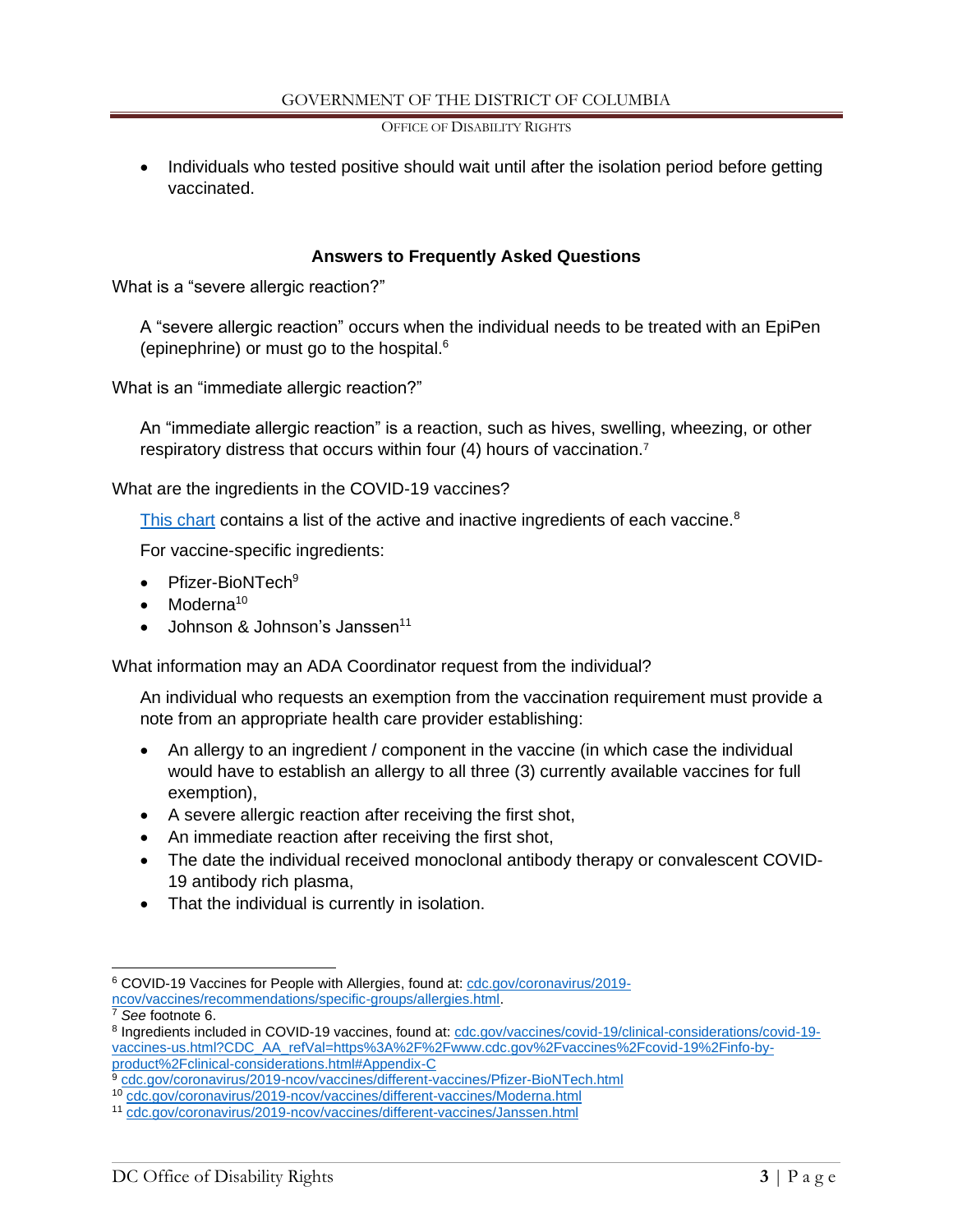- Individuals who tested positive should wait until after the isolation period before getting vaccinated.

## Answers to Frequently Asked Questions

What is a "severe allergic reaction?"

A "severe allergic reaction" occurs when the individual needs to be treated with an EpiPen (epinephrine) or must go to the hospital.[6]

What is an "immediate allergic reaction?"

An "immediate allergic reaction" is a reaction, such as hives, swelling, wheezing, or other respiratory distress that occurs within four (4) hours of vaccination.[7]

What are the ingredients in the COVID-19 vaccines?

This chart contains a list of the active and inactive ingredients of each vaccine.[8]

For vaccine-specific ingredients:

- Pfizer-BioNTech[9]
- Moderna[10]
- Johnson & Johnson's Janssen[11]

What information may an ADA Coordinator request from the individual?

An individual who requests an exemption from the vaccination requirement must provide a note from an appropriate health care provider establishing:

- An allergy to an ingredient / component in the vaccine (in which case the individual would have to establish an allergy to all three (3) currently available vaccines for full exemption),
- A severe allergic reaction after receiving the first shot,
- An immediate reaction after receiving the first shot,
- The date the individual received monoclonal antibody therapy or convalescent COVID-19 antibody rich plasma,
- That the individual is currently in isolation.

---

[6] COVID-19 Vaccines for People with Allergies, found at: cdc.gov/coronavirus/2019-ncov/vaccines/recommendations/specific-groups/allergies.html.

[7] *See* footnote 6.

[8] Ingredients included in COVID-19 vaccines, found at: cdc.gov/vaccines/covid-19/clinical-considerations/covid-19-vaccines-us.html?CDC_AA_refVal=https%3A%2F%2Fwww.cdc.gov%2Fvaccines%2Fcovid-19%2Finfo-by-product%2Fclinical-considerations.html#Appendix-C

[9] cdc.gov/coronavirus/2019-ncov/vaccines/different-vaccines/Pfizer-BioNTech.html

[10] cdc.gov/coronavirus/2019-ncov/vaccines/different-vaccines/Moderna.html

[11] cdc.gov/coronavirus/2019-ncov/vaccines/different-vaccines/Janssen.html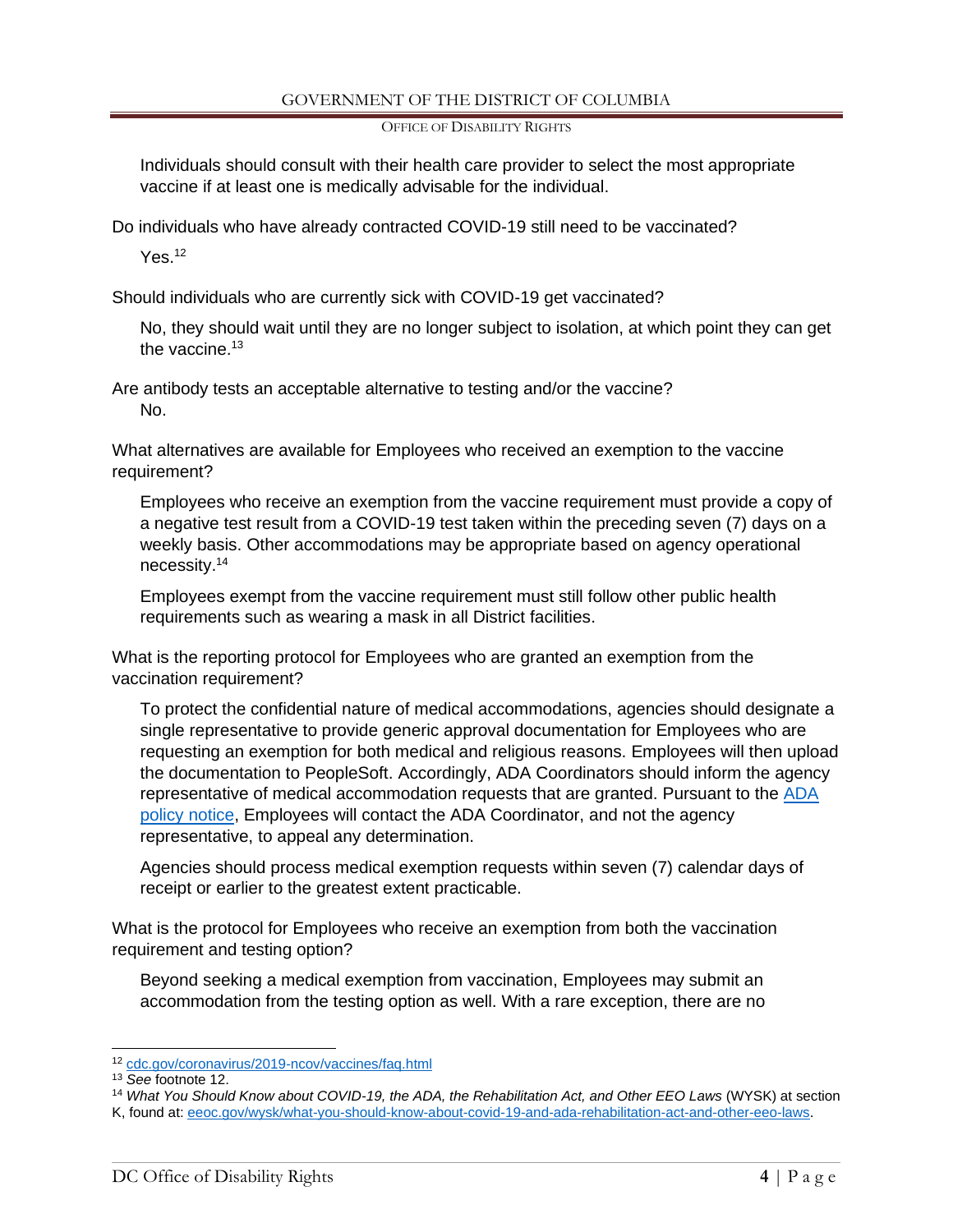Individuals should consult with their health care provider to select the most appropriate vaccine if at least one is medically advisable for the individual.

Do individuals who have already contracted COVID-19 still need to be vaccinated?

Yes.[12]

Should individuals who are currently sick with COVID-19 get vaccinated?

No, they should wait until they are no longer subject to isolation, at which point they can get the vaccine.[13]

Are antibody tests an acceptable alternative to testing and/or the vaccine?

No.

What alternatives are available for Employees who received an exemption to the vaccine requirement?

Employees who receive an exemption from the vaccine requirement must provide a copy of a negative test result from a COVID-19 test taken within the preceding seven (7) days on a weekly basis. Other accommodations may be appropriate based on agency operational necessity.[14]

Employees exempt from the vaccine requirement must still follow other public health requirements such as wearing a mask in all District facilities.

What is the reporting protocol for Employees who are granted an exemption from the vaccination requirement?

To protect the confidential nature of medical accommodations, agencies should designate a single representative to provide generic approval documentation for Employees who are requesting an exemption for both medical and religious reasons. Employees will then upload the documentation to PeopleSoft. Accordingly, ADA Coordinators should inform the agency representative of medical accommodation requests that are granted. Pursuant to the ADA policy notice, Employees will contact the ADA Coordinator, and not the agency representative, to appeal any determination.

Agencies should process medical exemption requests within seven (7) calendar days of receipt or earlier to the greatest extent practicable.

What is the protocol for Employees who receive an exemption from both the vaccination requirement and testing option?

Beyond seeking a medical exemption from vaccination, Employees may submit an accommodation from the testing option as well. With a rare exception, there are no

---

[12] cdc.gov/coronavirus/2019-ncov/vaccines/faq.html

[13] *See* footnote 12.

[14] *What You Should Know about COVID-19, the ADA, the Rehabilitation Act, and Other EEO Laws* (WYSK) at section K, found at: eeoc.gov/wysk/what-you-should-know-about-covid-19-and-ada-rehabilitation-act-and-other-eeo-laws.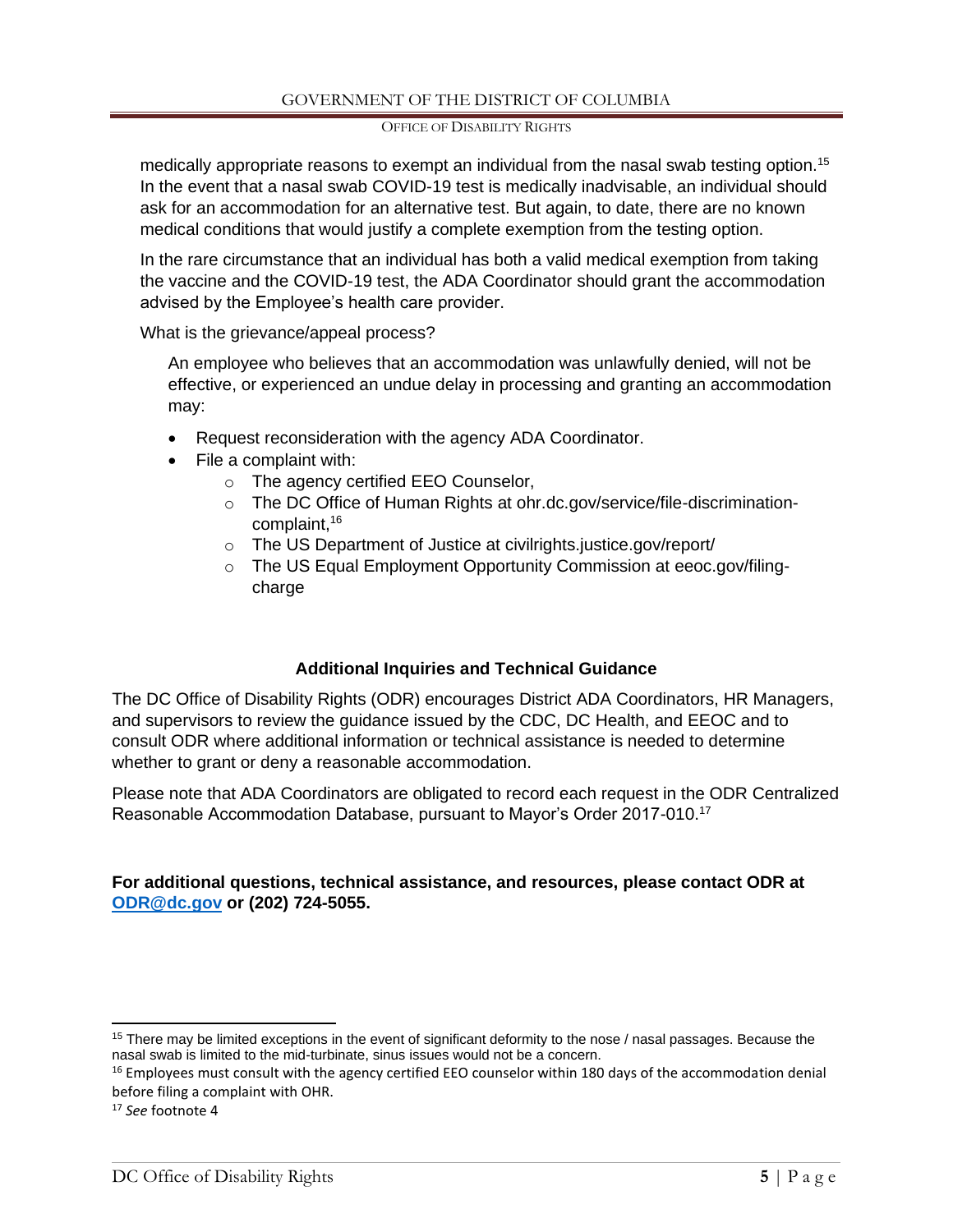medically appropriate reasons to exempt an individual from the nasal swab testing option.[15] In the event that a nasal swab COVID-19 test is medically inadvisable, an individual should ask for an accommodation for an alternative test. But again, to date, there are no known medical conditions that would justify a complete exemption from the testing option.

In the rare circumstance that an individual has both a valid medical exemption from taking the vaccine and the COVID-19 test, the ADA Coordinator should grant the accommodation advised by the Employee's health care provider.

What is the grievance/appeal process?

An employee who believes that an accommodation was unlawfully denied, will not be effective, or experienced an undue delay in processing and granting an accommodation may:

- Request reconsideration with the agency ADA Coordinator.
- File a complaint with:
  - The agency certified EEO Counselor,
  - The DC Office of Human Rights at ohr.dc.gov/service/file-discrimination-complaint,[16]
  - The US Department of Justice at civilrights.justice.gov/report/
  - The US Equal Employment Opportunity Commission at eeoc.gov/filing-charge

### Additional Inquiries and Technical Guidance

The DC Office of Disability Rights (ODR) encourages District ADA Coordinators, HR Managers, and supervisors to review the guidance issued by the CDC, DC Health, and EEOC and to consult ODR where additional information or technical assistance is needed to determine whether to grant or deny a reasonable accommodation.

Please note that ADA Coordinators are obligated to record each request in the ODR Centralized Reasonable Accommodation Database, pursuant to Mayor's Order 2017-010.[17]

**For additional questions, technical assistance, and resources, please contact ODR at [ODR@dc.gov](mailto:ODR@dc.gov) or (202) 724-5055.**

---

[15] There may be limited exceptions in the event of significant deformity to the nose / nasal passages. Because the nasal swab is limited to the mid-turbinate, sinus issues would not be a concern.

[16] Employees must consult with the agency certified EEO counselor within 180 days of the accommodation denial before filing a complaint with OHR.

[17] *See* footnote 4